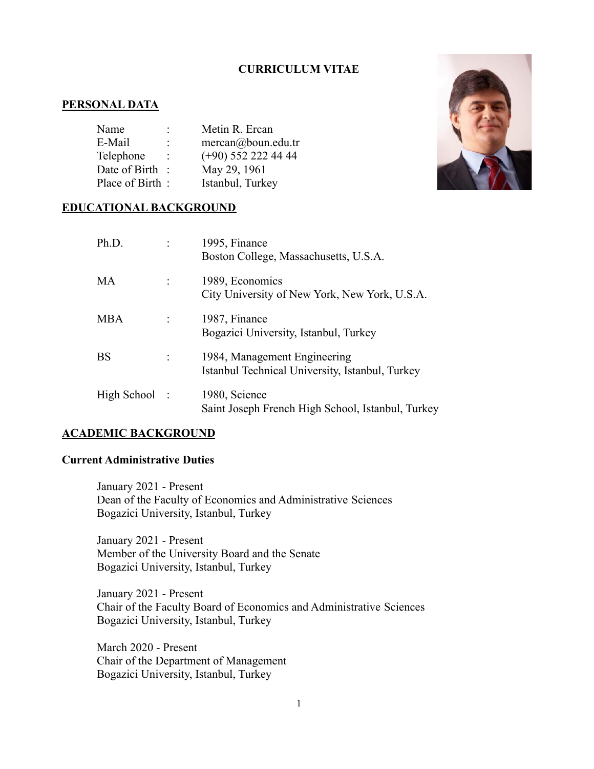**CURRICULUM VITAE**

## PERSONAL DATA

| | | |
|---|---|---|
| Name | : | Metin R. Ercan |
| E-Mail | : | mercan@boun.edu.tr |
| Telephone | : | (+90) 552 222 44 44 |
| Date of Birth | : | May 29, 1961 |
| Place of Birth | : | Istanbul, Turkey |

## EDUCATIONAL BACKGROUND

| | | |
|---|---|---|
| Ph.D. | : | 1995, Finance<br>Boston College, Massachusetts, U.S.A. |
| MA | : | 1989, Economics<br>City University of New York, New York, U.S.A. |
| MBA | : | 1987, Finance<br>Bogazici University, Istanbul, Turkey |
| BS | : | 1984, Management Engineering<br>Istanbul Technical University, Istanbul, Turkey |
| High School | : | 1980, Science<br>Saint Joseph French High School, Istanbul, Turkey |

## ACADEMIC BACKGROUND

### Current Administrative Duties

January 2021 - Present
Dean of the Faculty of Economics and Administrative Sciences
Bogazici University, Istanbul, Turkey

January 2021 - Present
Member of the University Board and the Senate
Bogazici University, Istanbul, Turkey

January 2021 - Present
Chair of the Faculty Board of Economics and Administrative Sciences
Bogazici University, Istanbul, Turkey

March 2020 - Present
Chair of the Department of Management
Bogazici University, Istanbul, Turkey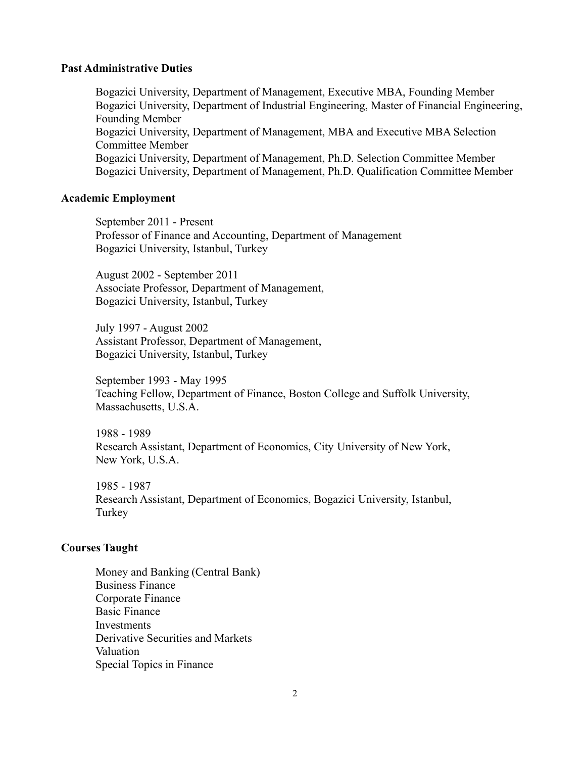## Past Administrative Duties

Bogazici University, Department of Management, Executive MBA, Founding Member
Bogazici University, Department of Industrial Engineering, Master of Financial Engineering, Founding Member
Bogazici University, Department of Management, MBA and Executive MBA Selection Committee Member
Bogazici University, Department of Management, Ph.D. Selection Committee Member
Bogazici University, Department of Management, Ph.D. Qualification Committee Member

## Academic Employment

September 2011 - Present
Professor of Finance and Accounting, Department of Management
Bogazici University, Istanbul, Turkey

August 2002 - September 2011
Associate Professor, Department of Management,
Bogazici University, Istanbul, Turkey

July 1997 - August 2002
Assistant Professor, Department of Management,
Bogazici University, Istanbul, Turkey

September 1993 - May 1995
Teaching Fellow, Department of Finance, Boston College and Suffolk University, Massachusetts, U.S.A.

1988 - 1989
Research Assistant, Department of Economics, City University of New York, New York, U.S.A.

1985 - 1987
Research Assistant, Department of Economics, Bogazici University, Istanbul, Turkey

## Courses Taught

Money and Banking (Central Bank)
Business Finance
Corporate Finance
Basic Finance
Investments
Derivative Securities and Markets
Valuation
Special Topics in Finance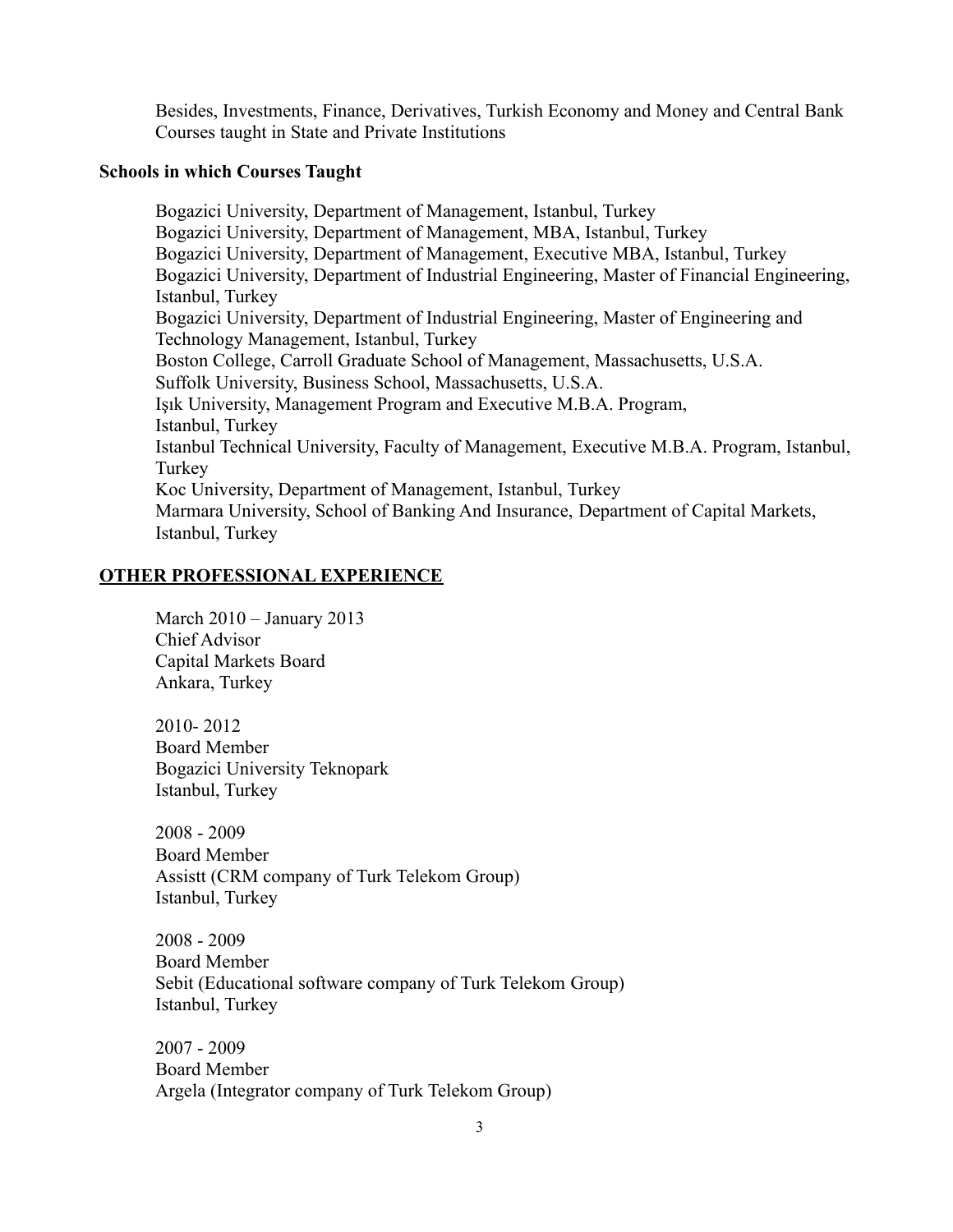Besides, Investments, Finance, Derivatives, Turkish Economy and Money and Central Bank Courses taught in State and Private Institutions

**Schools in which Courses Taught**

Bogazici University, Department of Management, Istanbul, Turkey
Bogazici University, Department of Management, MBA, Istanbul, Turkey
Bogazici University, Department of Management, Executive MBA, Istanbul, Turkey
Bogazici University, Department of Industrial Engineering, Master of Financial Engineering, Istanbul, Turkey
Bogazici University, Department of Industrial Engineering, Master of Engineering and Technology Management, Istanbul, Turkey
Boston College, Carroll Graduate School of Management, Massachusetts, U.S.A.
Suffolk University, Business School, Massachusetts, U.S.A.
Işık University, Management Program and Executive M.B.A. Program, Istanbul, Turkey
Istanbul Technical University, Faculty of Management, Executive M.B.A. Program, Istanbul, Turkey
Koc University, Department of Management, Istanbul, Turkey
Marmara University, School of Banking And Insurance, Department of Capital Markets, Istanbul, Turkey

## OTHER PROFESSIONAL EXPERIENCE

March 2010 – January 2013
Chief Advisor
Capital Markets Board
Ankara, Turkey

2010- 2012
Board Member
Bogazici University Teknopark
Istanbul, Turkey

2008 - 2009
Board Member
Assistt (CRM company of Turk Telekom Group)
Istanbul, Turkey

2008 - 2009
Board Member
Sebit (Educational software company of Turk Telekom Group)
Istanbul, Turkey

2007 - 2009
Board Member
Argela (Integrator company of Turk Telekom Group)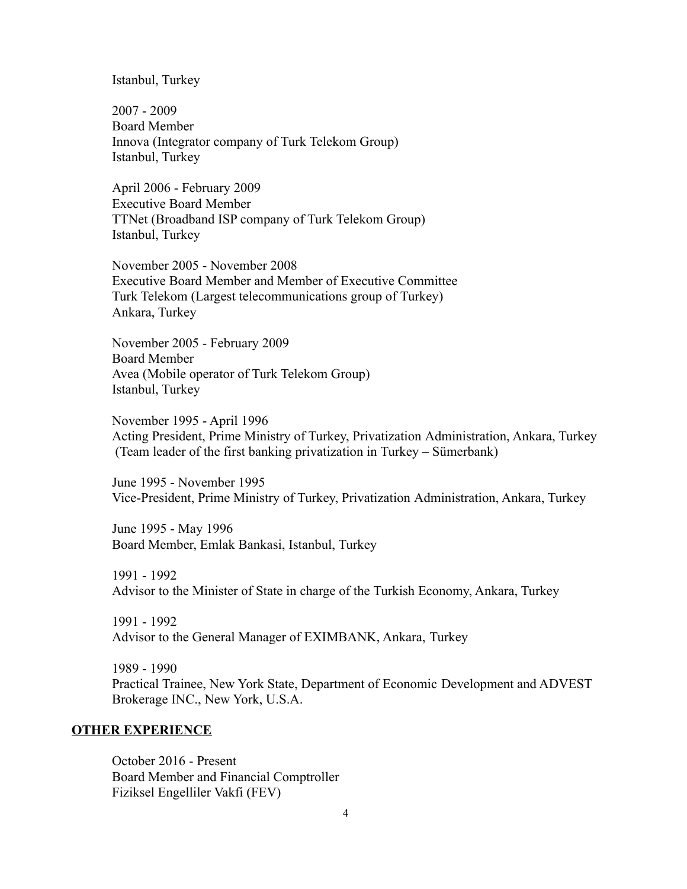Istanbul, Turkey

2007 - 2009
Board Member
Innova (Integrator company of Turk Telekom Group)
Istanbul, Turkey

April 2006 - February 2009
Executive Board Member
TTNet (Broadband ISP company of Turk Telekom Group)
Istanbul, Turkey

November 2005 - November 2008
Executive Board Member and Member of Executive Committee
Turk Telekom (Largest telecommunications group of Turkey)
Ankara, Turkey

November 2005 - February 2009
Board Member
Avea (Mobile operator of Turk Telekom Group)
Istanbul, Turkey

November 1995 - April 1996
Acting President, Prime Ministry of Turkey, Privatization Administration, Ankara, Turkey
(Team leader of the first banking privatization in Turkey – Sümerbank)

June 1995 - November 1995
Vice-President, Prime Ministry of Turkey, Privatization Administration, Ankara, Turkey

June 1995 - May 1996
Board Member, Emlak Bankasi, Istanbul, Turkey

1991 - 1992
Advisor to the Minister of State in charge of the Turkish Economy, Ankara, Turkey

1991 - 1992
Advisor to the General Manager of EXIMBANK, Ankara, Turkey

1989 - 1990
Practical Trainee, New York State, Department of Economic Development and ADVEST Brokerage INC., New York, U.S.A.

## OTHER EXPERIENCE

October 2016 - Present
Board Member and Financial Comptroller
Fiziksel Engelliler Vakfi (FEV)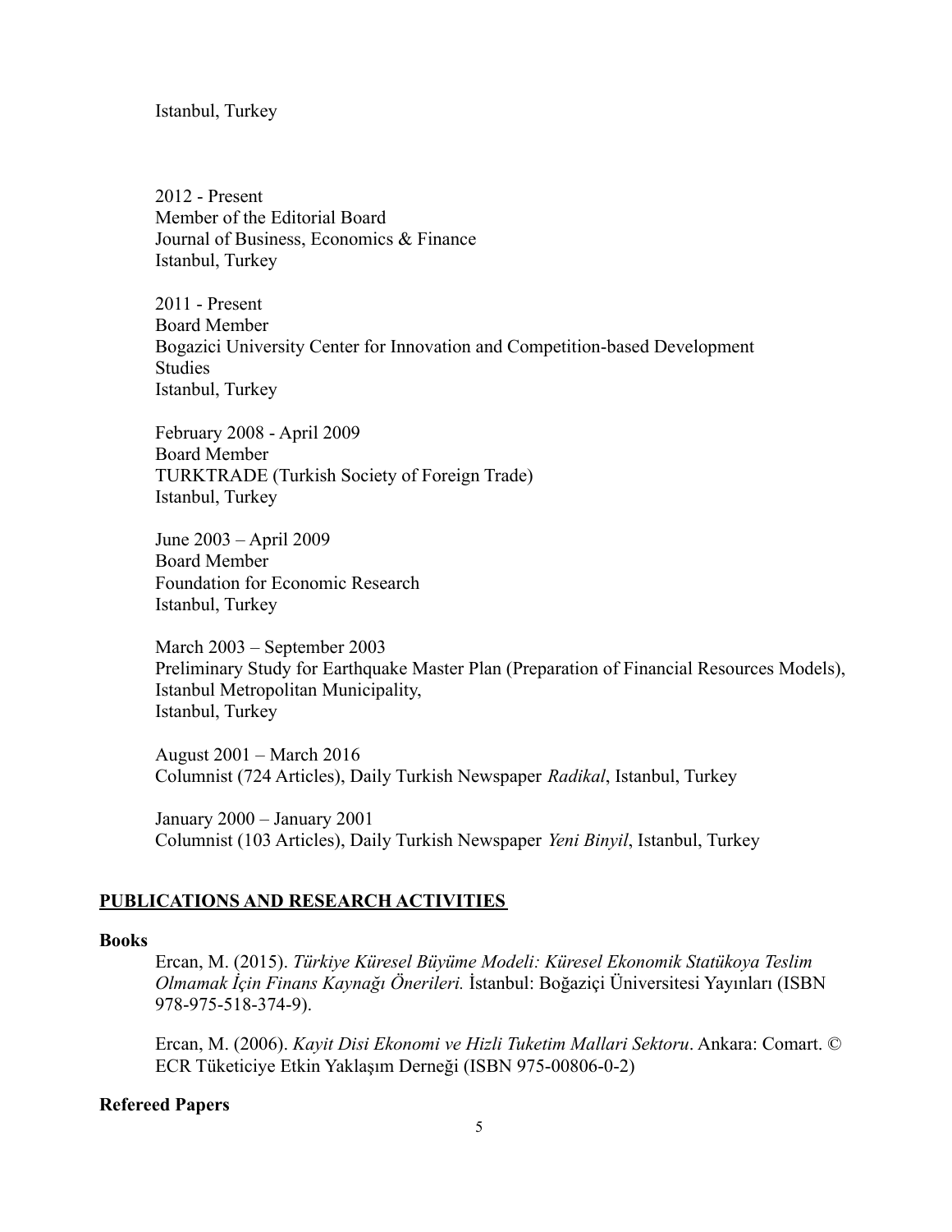Istanbul, Turkey

2012 - Present
Member of the Editorial Board
Journal of Business, Economics & Finance
Istanbul, Turkey

2011 - Present
Board Member
Bogazici University Center for Innovation and Competition-based Development Studies
Istanbul, Turkey

February 2008 - April 2009
Board Member
TURKTRADE (Turkish Society of Foreign Trade)
Istanbul, Turkey

June 2003 – April 2009
Board Member
Foundation for Economic Research
Istanbul, Turkey

March 2003 – September 2003
Preliminary Study for Earthquake Master Plan (Preparation of Financial Resources Models), Istanbul Metropolitan Municipality,
Istanbul, Turkey

August 2001 – March 2016
Columnist (724 Articles), Daily Turkish Newspaper *Radikal*, Istanbul, Turkey

January 2000 – January 2001
Columnist (103 Articles), Daily Turkish Newspaper *Yeni Binyil*, Istanbul, Turkey

## PUBLICATIONS AND RESEARCH ACTIVITIES

### Books

Ercan, M. (2015). *Türkiye Küresel Büyüme Modeli: Küresel Ekonomik Statükoya Teslim Olmamak İçin Finans Kaynağı Önerileri.* İstanbul: Boğaziçi Üniversitesi Yayınları (ISBN 978-975-518-374-9).

Ercan, M. (2006). *Kayit Disi Ekonomi ve Hizli Tuketim Mallari Sektoru*. Ankara: Comart. © ECR Tüketiciye Etkin Yaklaşım Derneği (ISBN 975-00806-0-2)

### Refereed Papers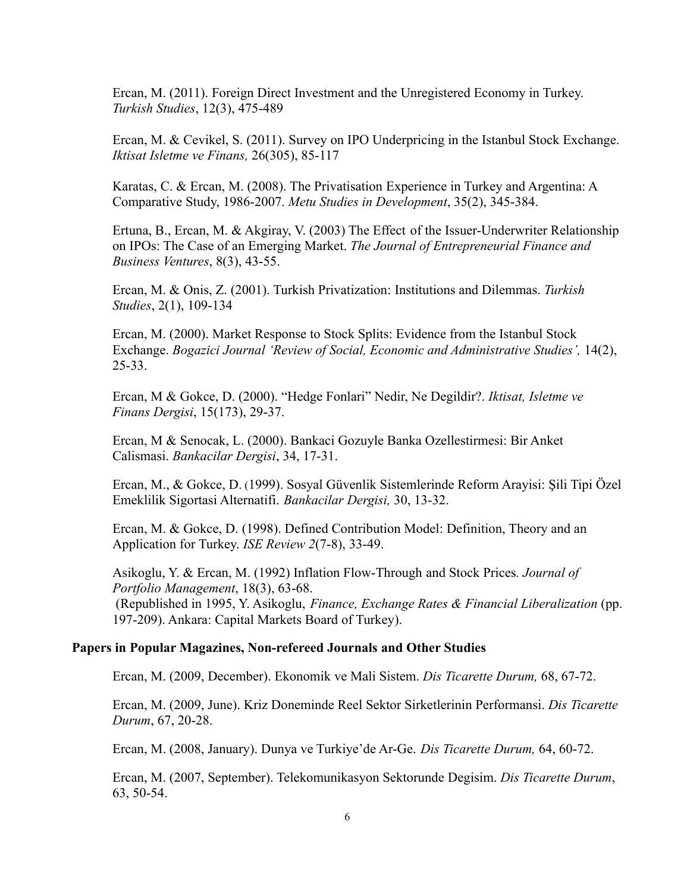Ercan, M. (2011). Foreign Direct Investment and the Unregistered Economy in Turkey. *Turkish Studies*, 12(3), 475-489

Ercan, M. & Cevikel, S. (2011). Survey on IPO Underpricing in the Istanbul Stock Exchange. *Iktisat Isletme ve Finans,* 26(305), 85-117

Karatas, C. & Ercan, M. (2008). The Privatisation Experience in Turkey and Argentina: A Comparative Study, 1986-2007. *Metu Studies in Development*, 35(2), 345-384.

Ertuna, B., Ercan, M. & Akgiray, V. (2003) The Effect of the Issuer-Underwriter Relationship on IPOs: The Case of an Emerging Market. *The Journal of Entrepreneurial Finance and Business Ventures*, 8(3), 43-55.

Ercan, M. & Onis, Z. (2001). Turkish Privatization: Institutions and Dilemmas. *Turkish Studies*, 2(1), 109-134

Ercan, M. (2000). Market Response to Stock Splits: Evidence from the Istanbul Stock Exchange. *Bogazici Journal 'Review of Social, Economic and Administrative Studies',* 14(2), 25-33.

Ercan, M & Gokce, D. (2000). "Hedge Fonlari" Nedir, Ne Degildir?. *Iktisat, Isletme ve Finans Dergisi*, 15(173), 29-37.

Ercan, M & Senocak, L. (2000). Bankaci Gozuyle Banka Ozellestirmesi: Bir Anket Calismasi. *Bankacilar Dergisi*, 34, 17-31.

Ercan, M., & Gokce, D. (1999). Sosyal Güvenlik Sistemlerinde Reform Arayisi: Şili Tipi Özel Emeklilik Sigortasi Alternatifi. *Bankacilar Dergisi,* 30, 13-32.

Ercan, M. & Gokce, D. (1998). Defined Contribution Model: Definition, Theory and an Application for Turkey. *ISE Review 2*(7-8), 33-49.

Asikoglu, Y. & Ercan, M. (1992) Inflation Flow-Through and Stock Prices. *Journal of Portfolio Management*, 18(3), 63-68.
(Republished in 1995, Y. Asikoglu, *Finance, Exchange Rates & Financial Liberalization* (pp. 197-209). Ankara: Capital Markets Board of Turkey).

**Papers in Popular Magazines, Non-refereed Journals and Other Studies**

Ercan, M. (2009, December). Ekonomik ve Mali Sistem. *Dis Ticarette Durum,* 68, 67-72.

Ercan, M. (2009, June). Kriz Doneminde Reel Sektor Sirketlerinin Performansi. *Dis Ticarette Durum*, 67, 20-28.

Ercan, M. (2008, January). Dunya ve Turkiye'de Ar-Ge. *Dis Ticarette Durum,* 64, 60-72.

Ercan, M. (2007, September). Telekomunikasyon Sektorunde Degisim. *Dis Ticarette Durum*, 63, 50-54.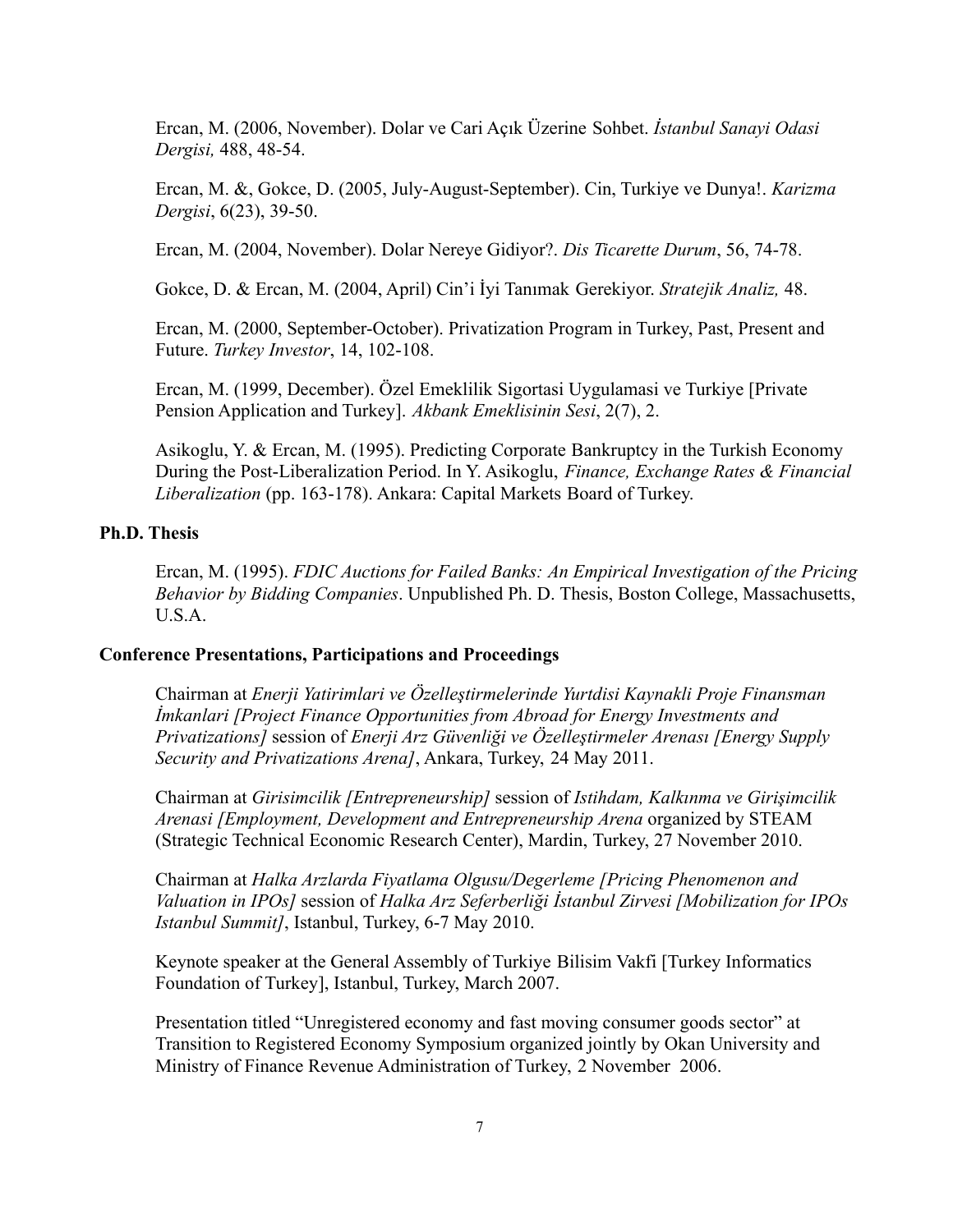Ercan, M. (2006, November). Dolar ve Cari Açık Üzerine Sohbet. *İstanbul Sanayi Odasi Dergisi,* 488, 48-54.

Ercan, M. &, Gokce, D. (2005, July-August-September). Cin, Turkiye ve Dunya!. *Karizma Dergisi*, 6(23), 39-50.

Ercan, M. (2004, November). Dolar Nereye Gidiyor?. *Dis Ticarette Durum*, 56, 74-78.

Gokce, D. & Ercan, M. (2004, April) Cin'i İyi Tanımak Gerekiyor. *Stratejik Analiz,* 48.

Ercan, M. (2000, September-October). Privatization Program in Turkey, Past, Present and Future. *Turkey Investor*, 14, 102-108.

Ercan, M. (1999, December). Özel Emeklilik Sigortasi Uygulamasi ve Turkiye [Private Pension Application and Turkey]. *Akbank Emeklisinin Sesi*, 2(7), 2.

Asikoglu, Y. & Ercan, M. (1995). Predicting Corporate Bankruptcy in the Turkish Economy During the Post-Liberalization Period. In Y. Asikoglu, *Finance, Exchange Rates & Financial Liberalization* (pp. 163-178). Ankara: Capital Markets Board of Turkey.

**Ph.D. Thesis**

Ercan, M. (1995). *FDIC Auctions for Failed Banks: An Empirical Investigation of the Pricing Behavior by Bidding Companies*. Unpublished Ph. D. Thesis, Boston College, Massachusetts, U.S.A.

**Conference Presentations, Participations and Proceedings**

Chairman at *Enerji Yatirimlari ve Özelleştirmelerinde Yurtdisi Kaynakli Proje Finansman İmkanlari [Project Finance Opportunities from Abroad for Energy Investments and Privatizations]* session of *Enerji Arz Güvenliği ve Özelleştirmeler Arenası [Energy Supply Security and Privatizations Arena]*, Ankara, Turkey, 24 May 2011.

Chairman at *Girisimcilik [Entrepreneurship]* session of *Istihdam, Kalkınma ve Girişimcilik Arenasi [Employment, Development and Entrepreneurship Arena* organized by STEAM (Strategic Technical Economic Research Center), Mardin, Turkey, 27 November 2010.

Chairman at *Halka Arzlarda Fiyatlama Olgusu/Degerleme [Pricing Phenomenon and Valuation in IPOs]* session of *Halka Arz Seferberliği İstanbul Zirvesi [Mobilization for IPOs Istanbul Summit]*, Istanbul, Turkey, 6-7 May 2010.

Keynote speaker at the General Assembly of Turkiye Bilisim Vakfi [Turkey Informatics Foundation of Turkey], Istanbul, Turkey, March 2007.

Presentation titled "Unregistered economy and fast moving consumer goods sector" at Transition to Registered Economy Symposium organized jointly by Okan University and Ministry of Finance Revenue Administration of Turkey, 2 November 2006.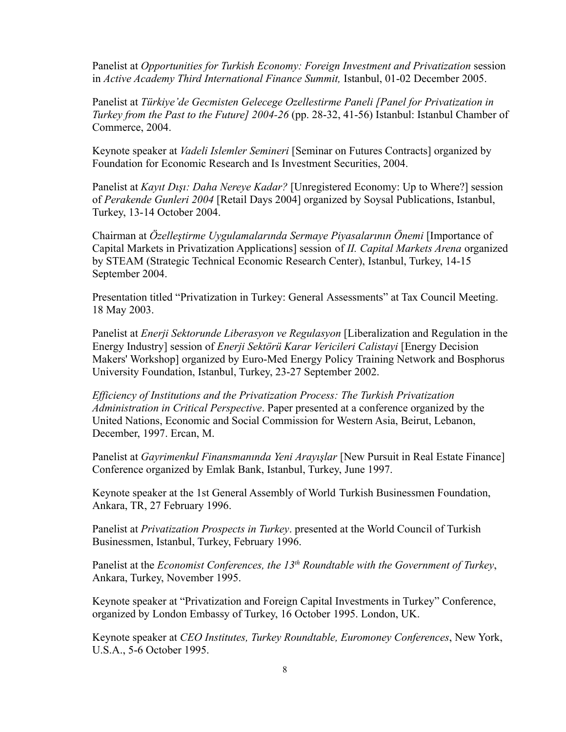Panelist at *Opportunities for Turkish Economy: Foreign Investment and Privatization* session in *Active Academy Third International Finance Summit,* Istanbul, 01-02 December 2005.

Panelist at *Türkiye'de Gecmisten Gelecege Ozellestirme Paneli [Panel for Privatization in Turkey from the Past to the Future] 2004-26* (pp. 28-32, 41-56) Istanbul: Istanbul Chamber of Commerce, 2004.

Keynote speaker at *Vadeli Islemler Semineri* [Seminar on Futures Contracts] organized by Foundation for Economic Research and Is Investment Securities, 2004.

Panelist at *Kayıt Dışı: Daha Nereye Kadar?* [Unregistered Economy: Up to Where?] session of *Perakende Gunleri 2004* [Retail Days 2004] organized by Soysal Publications, Istanbul, Turkey, 13-14 October 2004.

Chairman at *Özelleştirme Uygulamalarında Sermaye Piyasalarının Önemi* [Importance of Capital Markets in Privatization Applications] session of *II. Capital Markets Arena* organized by STEAM (Strategic Technical Economic Research Center), Istanbul, Turkey, 14-15 September 2004.

Presentation titled "Privatization in Turkey: General Assessments" at Tax Council Meeting. 18 May 2003.

Panelist at *Enerji Sektorunde Liberasyon ve Regulasyon* [Liberalization and Regulation in the Energy Industry] session of *Enerji Sektörü Karar Vericileri Calistayi* [Energy Decision Makers' Workshop] organized by Euro-Med Energy Policy Training Network and Bosphorus University Foundation, Istanbul, Turkey, 23-27 September 2002.

*Efficiency of Institutions and the Privatization Process: The Turkish Privatization Administration in Critical Perspective*. Paper presented at a conference organized by the United Nations, Economic and Social Commission for Western Asia, Beirut, Lebanon, December, 1997. Ercan, M.

Panelist at *Gayrimenkul Finansmanında Yeni Arayışlar* [New Pursuit in Real Estate Finance] Conference organized by Emlak Bank, Istanbul, Turkey, June 1997.

Keynote speaker at the 1st General Assembly of World Turkish Businessmen Foundation, Ankara, TR, 27 February 1996.

Panelist at *Privatization Prospects in Turkey*. presented at the World Council of Turkish Businessmen, Istanbul, Turkey, February 1996.

Panelist at the *Economist Conferences, the 13th Roundtable with the Government of Turkey*, Ankara, Turkey, November 1995.

Keynote speaker at "Privatization and Foreign Capital Investments in Turkey" Conference, organized by London Embassy of Turkey, 16 October 1995. London, UK.

Keynote speaker at *CEO Institutes, Turkey Roundtable, Euromoney Conferences*, New York, U.S.A., 5-6 October 1995.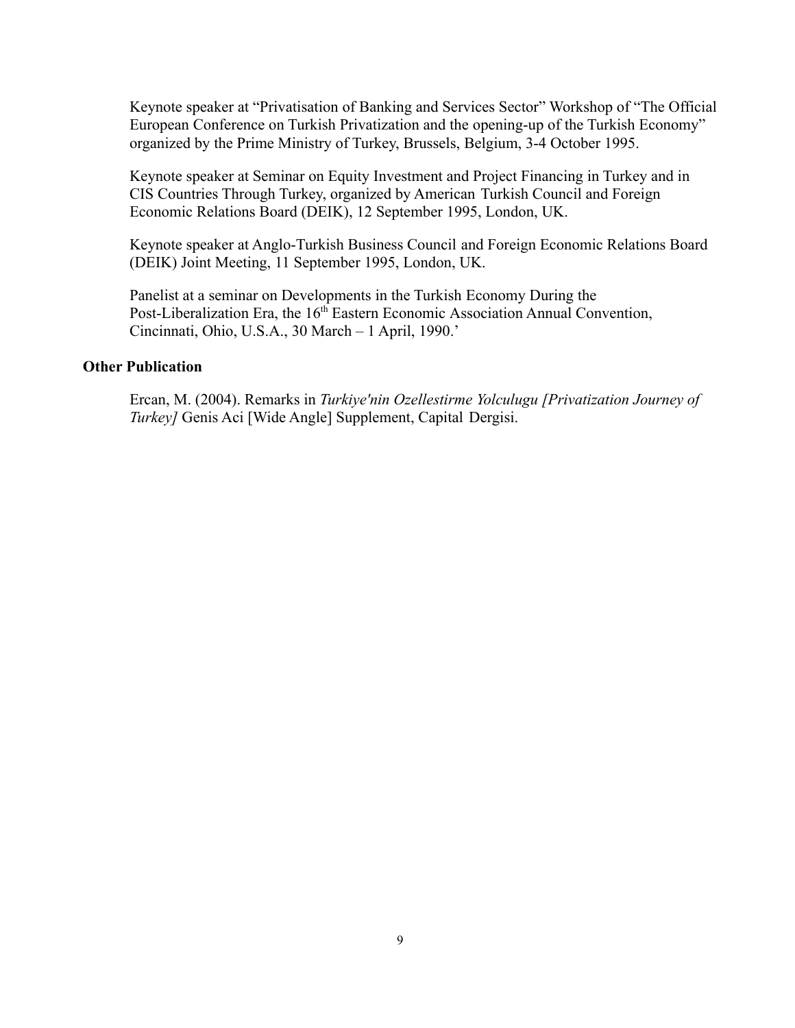Keynote speaker at "Privatisation of Banking and Services Sector" Workshop of "The Official European Conference on Turkish Privatization and the opening-up of the Turkish Economy" organized by the Prime Ministry of Turkey, Brussels, Belgium, 3-4 October 1995.

Keynote speaker at Seminar on Equity Investment and Project Financing in Turkey and in CIS Countries Through Turkey, organized by American Turkish Council and Foreign Economic Relations Board (DEIK), 12 September 1995, London, UK.

Keynote speaker at Anglo-Turkish Business Council and Foreign Economic Relations Board (DEIK) Joint Meeting, 11 September 1995, London, UK.

Panelist at a seminar on Developments in the Turkish Economy During the Post-Liberalization Era, the 16th Eastern Economic Association Annual Convention, Cincinnati, Ohio, U.S.A., 30 March – 1 April, 1990.'

**Other Publication**

Ercan, M. (2004). Remarks in *Turkiye'nin Ozellestirme Yolculugu [Privatization Journey of Turkey]* Genis Aci [Wide Angle] Supplement, Capital Dergisi.